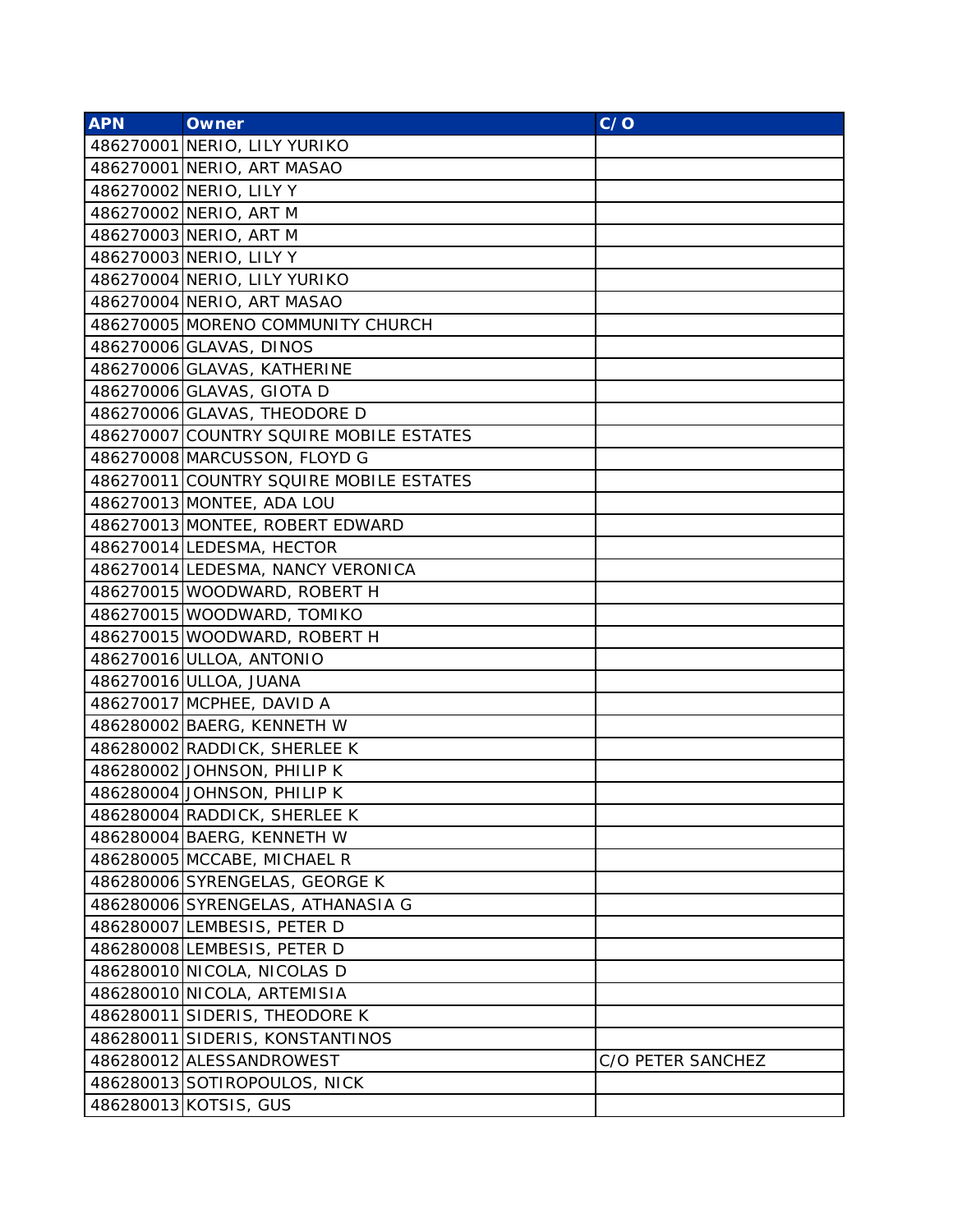| APN | Owner | C/O |
|---|---|---|
| 486270001 | NERIO, LILY YURIKO | |
| 486270001 | NERIO, ART MASAO | |
| 486270002 | NERIO, LILY Y | |
| 486270002 | NERIO, ART M | |
| 486270003 | NERIO, ART M | |
| 486270003 | NERIO, LILY Y | |
| 486270004 | NERIO, LILY YURIKO | |
| 486270004 | NERIO, ART MASAO | |
| 486270005 | MORENO COMMUNITY CHURCH | |
| 486270006 | GLAVAS, DINOS | |
| 486270006 | GLAVAS, KATHERINE | |
| 486270006 | GLAVAS, GIOTA D | |
| 486270006 | GLAVAS, THEODORE D | |
| 486270007 | COUNTRY SQUIRE MOBILE ESTATES | |
| 486270008 | MARCUSSON, FLOYD G | |
| 486270011 | COUNTRY SQUIRE MOBILE ESTATES | |
| 486270013 | MONTEE, ADA LOU | |
| 486270013 | MONTEE, ROBERT EDWARD | |
| 486270014 | LEDESMA, HECTOR | |
| 486270014 | LEDESMA, NANCY VERONICA | |
| 486270015 | WOODWARD, ROBERT H | |
| 486270015 | WOODWARD, TOMIKO | |
| 486270015 | WOODWARD, ROBERT H | |
| 486270016 | ULLOA, ANTONIO | |
| 486270016 | ULLOA, JUANA | |
| 486270017 | MCPHEE, DAVID A | |
| 486280002 | BAERG, KENNETH W | |
| 486280002 | RADDICK, SHERLEE K | |
| 486280002 | JOHNSON, PHILIP K | |
| 486280004 | JOHNSON, PHILIP K | |
| 486280004 | RADDICK, SHERLEE K | |
| 486280004 | BAERG, KENNETH W | |
| 486280005 | MCCABE, MICHAEL R | |
| 486280006 | SYRENGELAS, GEORGE K | |
| 486280006 | SYRENGELAS, ATHANASIA G | |
| 486280007 | LEMBESIS, PETER D | |
| 486280008 | LEMBESIS, PETER D | |
| 486280010 | NICOLA, NICOLAS D | |
| 486280010 | NICOLA, ARTEMISIA | |
| 486280011 | SIDERIS, THEODORE K | |
| 486280011 | SIDERIS, KONSTANTINOS | |
| 486280012 | ALESSANDROWEST | C/O PETER SANCHEZ |
| 486280013 | SOTIROPOULOS, NICK | |
| 486280013 | KOTSIS, GUS | |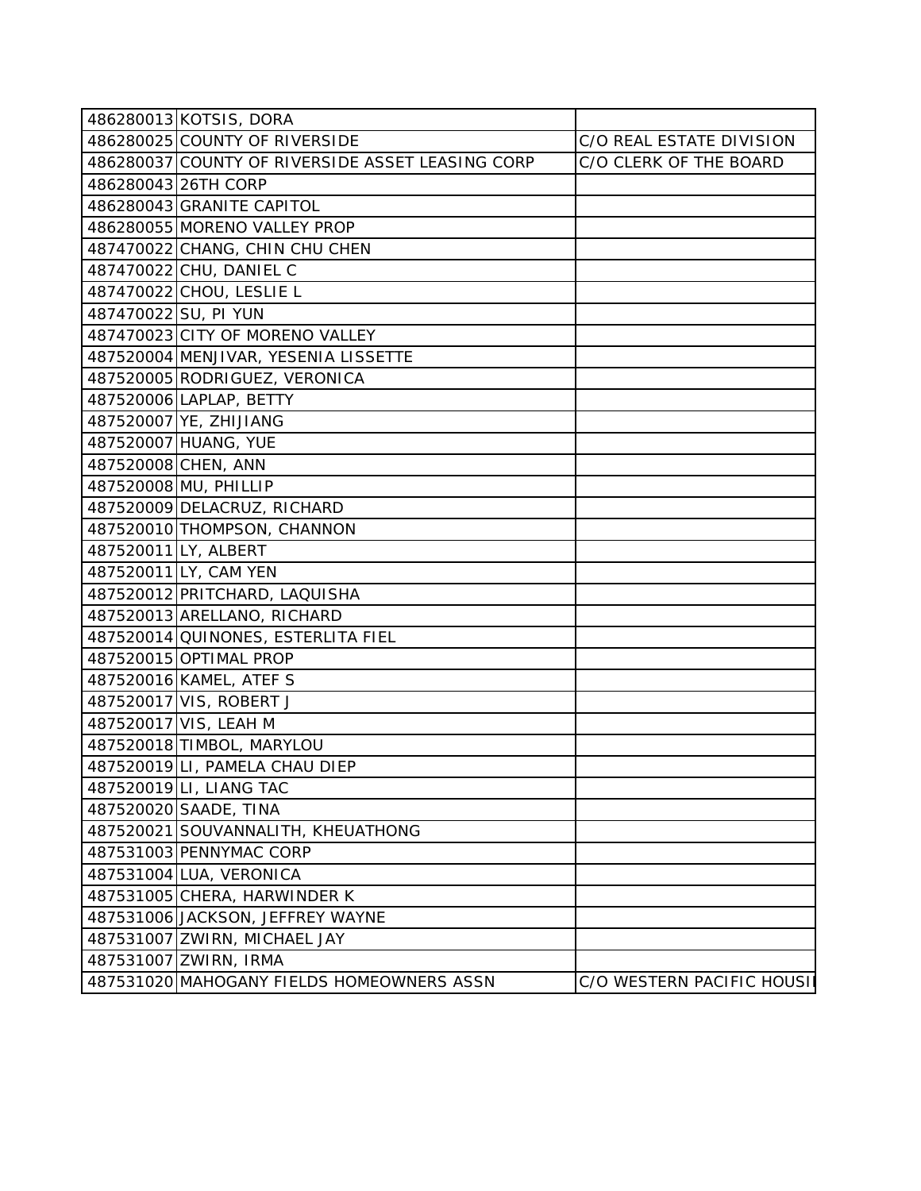| | | |
|---|---|---|
| 486280013 | KOTSIS, DORA | |
| 486280025 | COUNTY OF RIVERSIDE | C/O REAL ESTATE DIVISION |
| 486280037 | COUNTY OF RIVERSIDE ASSET LEASING CORP | C/O CLERK OF THE BOARD |
| 486280043 | 26TH CORP | |
| 486280043 | GRANITE CAPITOL | |
| 486280055 | MORENO VALLEY PROP | |
| 487470022 | CHANG, CHIN CHU CHEN | |
| 487470022 | CHU, DANIEL C | |
| 487470022 | CHOU, LESLIE L | |
| 487470022 | SU, PI YUN | |
| 487470023 | CITY OF MORENO VALLEY | |
| 487520004 | MENJIVAR, YESENIA LISSETTE | |
| 487520005 | RODRIGUEZ, VERONICA | |
| 487520006 | LAPLAP, BETTY | |
| 487520007 | YE, ZHIJIANG | |
| 487520007 | HUANG, YUE | |
| 487520008 | CHEN, ANN | |
| 487520008 | MU, PHILLIP | |
| 487520009 | DELACRUZ, RICHARD | |
| 487520010 | THOMPSON, CHANNON | |
| 487520011 | LY, ALBERT | |
| 487520011 | LY, CAM YEN | |
| 487520012 | PRITCHARD, LAQUISHA | |
| 487520013 | ARELLANO, RICHARD | |
| 487520014 | QUINONES, ESTERLITA FIEL | |
| 487520015 | OPTIMAL PROP | |
| 487520016 | KAMEL, ATEF S | |
| 487520017 | VIS, ROBERT J | |
| 487520017 | VIS, LEAH M | |
| 487520018 | TIMBOL, MARYLOU | |
| 487520019 | LI, PAMELA CHAU DIEP | |
| 487520019 | LI, LIANG TAC | |
| 487520020 | SAADE, TINA | |
| 487520021 | SOUVANNALITH, KHEUATHONG | |
| 487531003 | PENNYMAC CORP | |
| 487531004 | LUA, VERONICA | |
| 487531005 | CHERA, HARWINDER K | |
| 487531006 | JACKSON, JEFFREY WAYNE | |
| 487531007 | ZWIRN, MICHAEL JAY | |
| 487531007 | ZWIRN, IRMA | |
| 487531020 | MAHOGANY FIELDS HOMEOWNERS ASSN | C/O WESTERN PACIFIC HOUSI |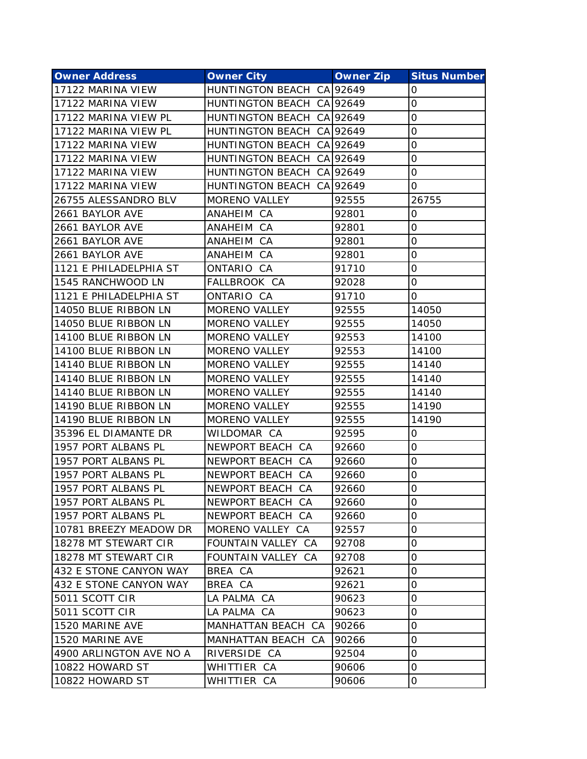| Owner Address | Owner City | Owner Zip | Situs Number |
|---|---|---|---|
| 17122 MARINA VIEW | HUNTINGTON BEACH CA | 92649 | 0 |
| 17122 MARINA VIEW | HUNTINGTON BEACH CA | 92649 | 0 |
| 17122 MARINA VIEW PL | HUNTINGTON BEACH CA | 92649 | 0 |
| 17122 MARINA VIEW PL | HUNTINGTON BEACH CA | 92649 | 0 |
| 17122 MARINA VIEW | HUNTINGTON BEACH CA | 92649 | 0 |
| 17122 MARINA VIEW | HUNTINGTON BEACH CA | 92649 | 0 |
| 17122 MARINA VIEW | HUNTINGTON BEACH CA | 92649 | 0 |
| 17122 MARINA VIEW | HUNTINGTON BEACH CA | 92649 | 0 |
| 26755 ALESSANDRO BLV | MORENO VALLEY | 92555 | 26755 |
| 2661 BAYLOR AVE | ANAHEIM CA | 92801 | 0 |
| 2661 BAYLOR AVE | ANAHEIM CA | 92801 | 0 |
| 2661 BAYLOR AVE | ANAHEIM CA | 92801 | 0 |
| 2661 BAYLOR AVE | ANAHEIM CA | 92801 | 0 |
| 1121 E PHILADELPHIA ST | ONTARIO CA | 91710 | 0 |
| 1545 RANCHWOOD LN | FALLBROOK CA | 92028 | 0 |
| 1121 E PHILADELPHIA ST | ONTARIO CA | 91710 | 0 |
| 14050 BLUE RIBBON LN | MORENO VALLEY | 92555 | 14050 |
| 14050 BLUE RIBBON LN | MORENO VALLEY | 92555 | 14050 |
| 14100 BLUE RIBBON LN | MORENO VALLEY | 92553 | 14100 |
| 14100 BLUE RIBBON LN | MORENO VALLEY | 92553 | 14100 |
| 14140 BLUE RIBBON LN | MORENO VALLEY | 92555 | 14140 |
| 14140 BLUE RIBBON LN | MORENO VALLEY | 92555 | 14140 |
| 14140 BLUE RIBBON LN | MORENO VALLEY | 92555 | 14140 |
| 14190 BLUE RIBBON LN | MORENO VALLEY | 92555 | 14190 |
| 14190 BLUE RIBBON LN | MORENO VALLEY | 92555 | 14190 |
| 35396 EL DIAMANTE DR | WILDOMAR CA | 92595 | 0 |
| 1957 PORT ALBANS PL | NEWPORT BEACH CA | 92660 | 0 |
| 1957 PORT ALBANS PL | NEWPORT BEACH CA | 92660 | 0 |
| 1957 PORT ALBANS PL | NEWPORT BEACH CA | 92660 | 0 |
| 1957 PORT ALBANS PL | NEWPORT BEACH CA | 92660 | 0 |
| 1957 PORT ALBANS PL | NEWPORT BEACH CA | 92660 | 0 |
| 1957 PORT ALBANS PL | NEWPORT BEACH CA | 92660 | 0 |
| 10781 BREEZY MEADOW DR | MORENO VALLEY CA | 92557 | 0 |
| 18278 MT STEWART CIR | FOUNTAIN VALLEY CA | 92708 | 0 |
| 18278 MT STEWART CIR | FOUNTAIN VALLEY CA | 92708 | 0 |
| 432 E STONE CANYON WAY | BREA CA | 92621 | 0 |
| 432 E STONE CANYON WAY | BREA CA | 92621 | 0 |
| 5011 SCOTT CIR | LA PALMA CA | 90623 | 0 |
| 5011 SCOTT CIR | LA PALMA CA | 90623 | 0 |
| 1520 MARINE AVE | MANHATTAN BEACH CA | 90266 | 0 |
| 1520 MARINE AVE | MANHATTAN BEACH CA | 90266 | 0 |
| 4900 ARLINGTON AVE NO A | RIVERSIDE CA | 92504 | 0 |
| 10822 HOWARD ST | WHITTIER CA | 90606 | 0 |
| 10822 HOWARD ST | WHITTIER CA | 90606 | 0 |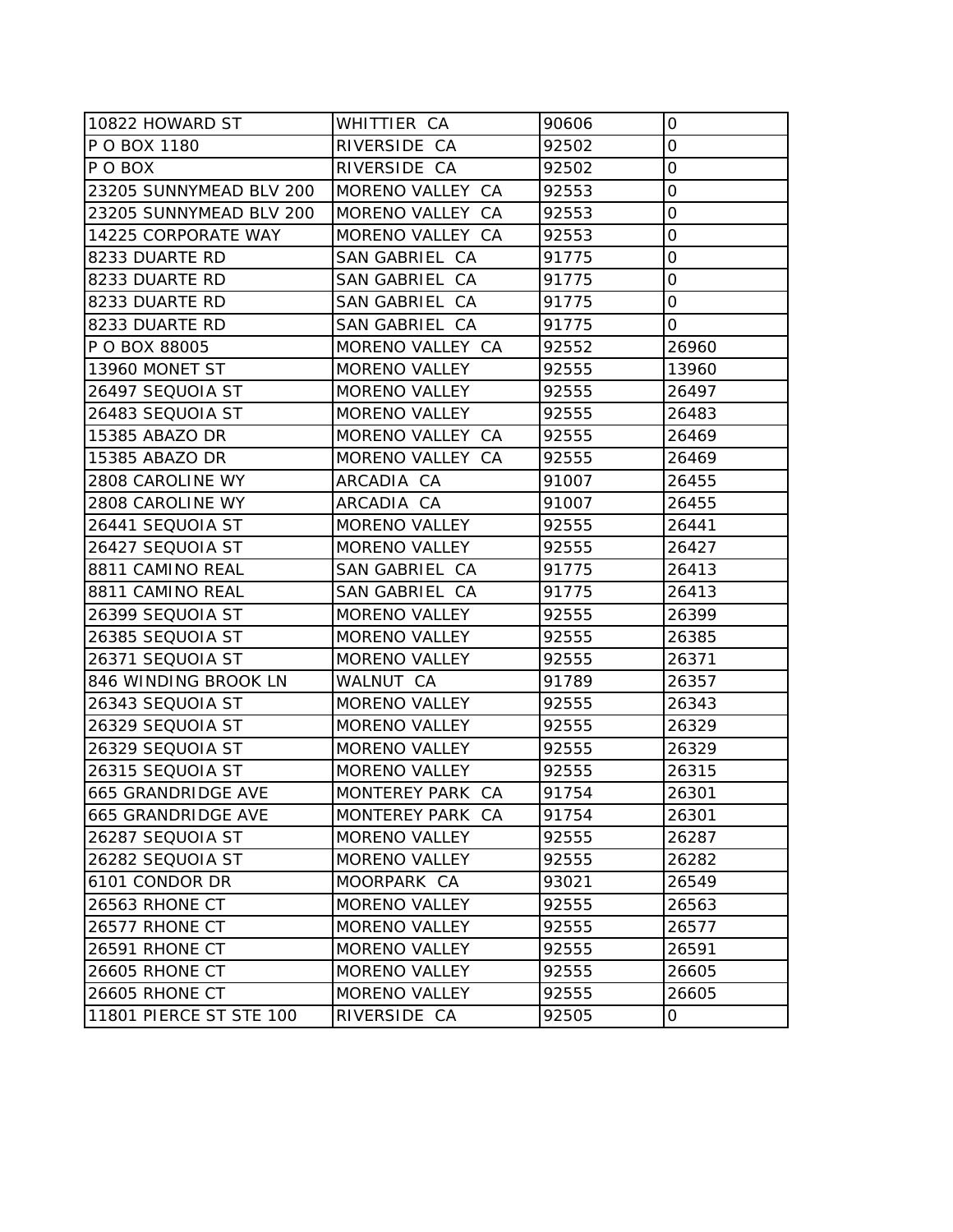| | | | |
|---|---|---|---|
| 10822 HOWARD ST | WHITTIER CA | 90606 | 0 |
| P O BOX 1180 | RIVERSIDE CA | 92502 | 0 |
| P O BOX | RIVERSIDE CA | 92502 | 0 |
| 23205 SUNNYMEAD BLV 200 | MORENO VALLEY CA | 92553 | 0 |
| 23205 SUNNYMEAD BLV 200 | MORENO VALLEY CA | 92553 | 0 |
| 14225 CORPORATE WAY | MORENO VALLEY CA | 92553 | 0 |
| 8233 DUARTE RD | SAN GABRIEL CA | 91775 | 0 |
| 8233 DUARTE RD | SAN GABRIEL CA | 91775 | 0 |
| 8233 DUARTE RD | SAN GABRIEL CA | 91775 | 0 |
| 8233 DUARTE RD | SAN GABRIEL CA | 91775 | 0 |
| P O BOX 88005 | MORENO VALLEY CA | 92552 | 26960 |
| 13960 MONET ST | MORENO VALLEY | 92555 | 13960 |
| 26497 SEQUOIA ST | MORENO VALLEY | 92555 | 26497 |
| 26483 SEQUOIA ST | MORENO VALLEY | 92555 | 26483 |
| 15385 ABAZO DR | MORENO VALLEY CA | 92555 | 26469 |
| 15385 ABAZO DR | MORENO VALLEY CA | 92555 | 26469 |
| 2808 CAROLINE WY | ARCADIA CA | 91007 | 26455 |
| 2808 CAROLINE WY | ARCADIA CA | 91007 | 26455 |
| 26441 SEQUOIA ST | MORENO VALLEY | 92555 | 26441 |
| 26427 SEQUOIA ST | MORENO VALLEY | 92555 | 26427 |
| 8811 CAMINO REAL | SAN GABRIEL CA | 91775 | 26413 |
| 8811 CAMINO REAL | SAN GABRIEL CA | 91775 | 26413 |
| 26399 SEQUOIA ST | MORENO VALLEY | 92555 | 26399 |
| 26385 SEQUOIA ST | MORENO VALLEY | 92555 | 26385 |
| 26371 SEQUOIA ST | MORENO VALLEY | 92555 | 26371 |
| 846 WINDING BROOK LN | WALNUT CA | 91789 | 26357 |
| 26343 SEQUOIA ST | MORENO VALLEY | 92555 | 26343 |
| 26329 SEQUOIA ST | MORENO VALLEY | 92555 | 26329 |
| 26329 SEQUOIA ST | MORENO VALLEY | 92555 | 26329 |
| 26315 SEQUOIA ST | MORENO VALLEY | 92555 | 26315 |
| 665 GRANDRIDGE AVE | MONTEREY PARK CA | 91754 | 26301 |
| 665 GRANDRIDGE AVE | MONTEREY PARK CA | 91754 | 26301 |
| 26287 SEQUOIA ST | MORENO VALLEY | 92555 | 26287 |
| 26282 SEQUOIA ST | MORENO VALLEY | 92555 | 26282 |
| 6101 CONDOR DR | MOORPARK CA | 93021 | 26549 |
| 26563 RHONE CT | MORENO VALLEY | 92555 | 26563 |
| 26577 RHONE CT | MORENO VALLEY | 92555 | 26577 |
| 26591 RHONE CT | MORENO VALLEY | 92555 | 26591 |
| 26605 RHONE CT | MORENO VALLEY | 92555 | 26605 |
| 26605 RHONE CT | MORENO VALLEY | 92555 | 26605 |
| 11801 PIERCE ST STE 100 | RIVERSIDE CA | 92505 | 0 |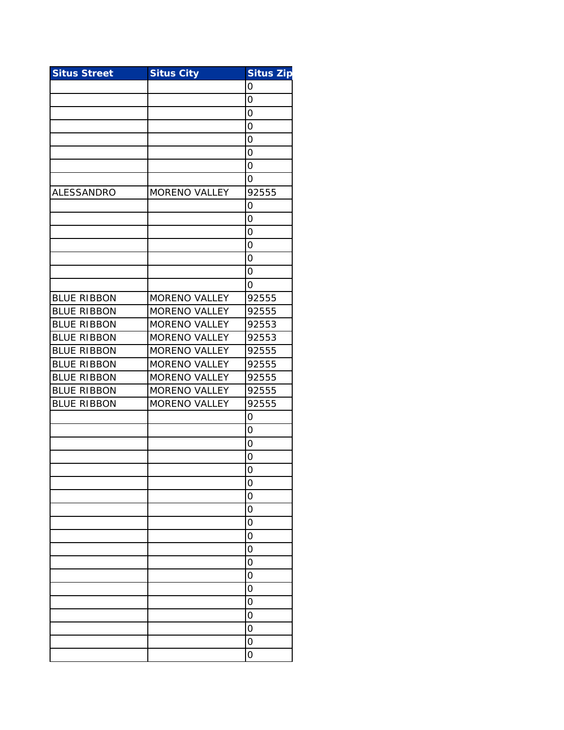| Situs Street | Situs City | Situs Zip |
|---|---|---|
| | | 0 |
| | | 0 |
| | | 0 |
| | | 0 |
| | | 0 |
| | | 0 |
| | | 0 |
| | | 0 |
| ALESSANDRO | MORENO VALLEY | 92555 |
| | | 0 |
| | | 0 |
| | | 0 |
| | | 0 |
| | | 0 |
| | | 0 |
| | | 0 |
| BLUE RIBBON | MORENO VALLEY | 92555 |
| BLUE RIBBON | MORENO VALLEY | 92555 |
| BLUE RIBBON | MORENO VALLEY | 92553 |
| BLUE RIBBON | MORENO VALLEY | 92553 |
| BLUE RIBBON | MORENO VALLEY | 92555 |
| BLUE RIBBON | MORENO VALLEY | 92555 |
| BLUE RIBBON | MORENO VALLEY | 92555 |
| BLUE RIBBON | MORENO VALLEY | 92555 |
| BLUE RIBBON | MORENO VALLEY | 92555 |
| | | 0 |
| | | 0 |
| | | 0 |
| | | 0 |
| | | 0 |
| | | 0 |
| | | 0 |
| | | 0 |
| | | 0 |
| | | 0 |
| | | 0 |
| | | 0 |
| | | 0 |
| | | 0 |
| | | 0 |
| | | 0 |
| | | 0 |
| | | 0 |
| | | 0 |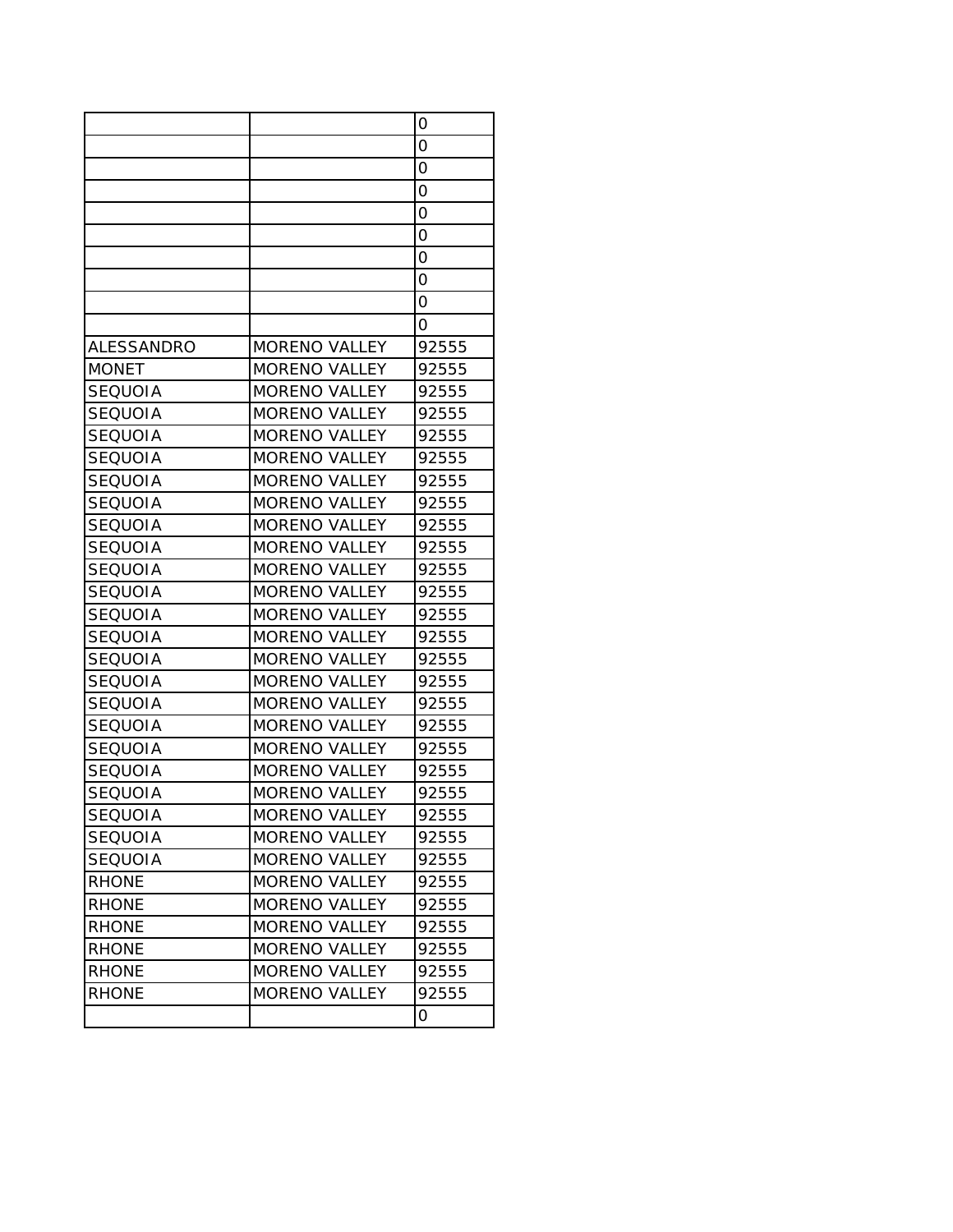| | | |
|---|---|---|
| | | 0 |
| | | 0 |
| | | 0 |
| | | 0 |
| | | 0 |
| | | 0 |
| | | 0 |
| | | 0 |
| | | 0 |
| | | 0 |
| ALESSANDRO | MORENO VALLEY | 92555 |
| MONET | MORENO VALLEY | 92555 |
| SEQUOIA | MORENO VALLEY | 92555 |
| SEQUOIA | MORENO VALLEY | 92555 |
| SEQUOIA | MORENO VALLEY | 92555 |
| SEQUOIA | MORENO VALLEY | 92555 |
| SEQUOIA | MORENO VALLEY | 92555 |
| SEQUOIA | MORENO VALLEY | 92555 |
| SEQUOIA | MORENO VALLEY | 92555 |
| SEQUOIA | MORENO VALLEY | 92555 |
| SEQUOIA | MORENO VALLEY | 92555 |
| SEQUOIA | MORENO VALLEY | 92555 |
| SEQUOIA | MORENO VALLEY | 92555 |
| SEQUOIA | MORENO VALLEY | 92555 |
| SEQUOIA | MORENO VALLEY | 92555 |
| SEQUOIA | MORENO VALLEY | 92555 |
| SEQUOIA | MORENO VALLEY | 92555 |
| SEQUOIA | MORENO VALLEY | 92555 |
| SEQUOIA | MORENO VALLEY | 92555 |
| SEQUOIA | MORENO VALLEY | 92555 |
| SEQUOIA | MORENO VALLEY | 92555 |
| SEQUOIA | MORENO VALLEY | 92555 |
| SEQUOIA | MORENO VALLEY | 92555 |
| SEQUOIA | MORENO VALLEY | 92555 |
| RHONE | MORENO VALLEY | 92555 |
| RHONE | MORENO VALLEY | 92555 |
| RHONE | MORENO VALLEY | 92555 |
| RHONE | MORENO VALLEY | 92555 |
| RHONE | MORENO VALLEY | 92555 |
| RHONE | MORENO VALLEY | 92555 |
| | | 0 |